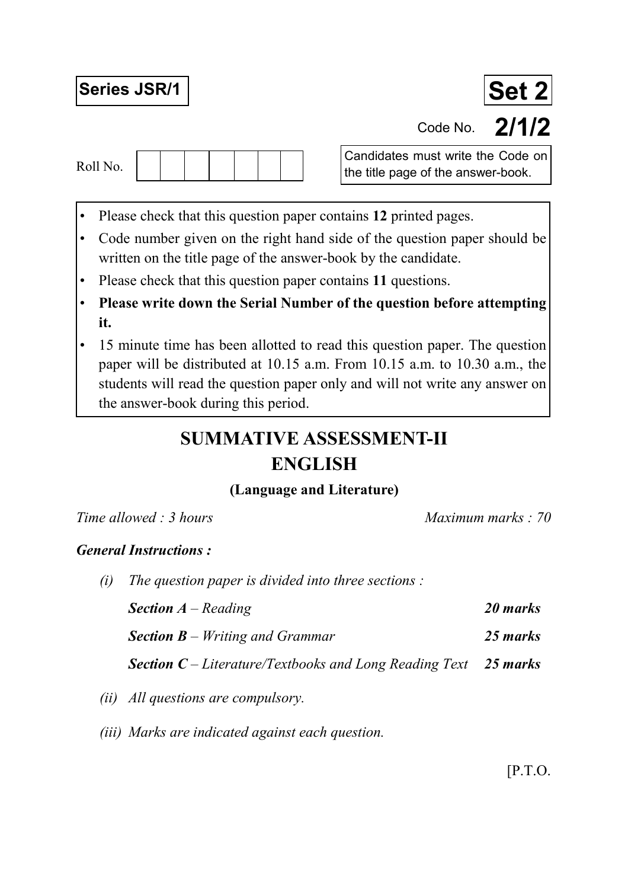**Series JSR/1**

**Set 2**

Code No. **2/1/2**

Roll No. | | | | | | | |

Candidates must write the Code on the title page of the answer-book.

- Please check that this question paper contains **12** printed pages.
- Code number given on the right hand side of the question paper should be written on the title page of the answer-book by the candidate.
- Please check that this question paper contains **11** questions.
- **Please write down the Serial Number of the question before attempting it.**
- 15 minute time has been allotted to read this question paper. The question paper will be distributed at 10.15 a.m. From 10.15 a.m. to 10.30 a.m., the students will read the question paper only and will not write any answer on the answer-book during this period.

# SUMMATIVE ASSESSMENT-II

# ENGLISH

### (Language and Literature)

*Time allowed : 3 hours* *Maximum marks : 70*

***General Instructions :***

*(i) The question paper is divided into three sections :*

| | |
|---|---|
| ***Section A** – Reading* | ***20 marks*** |
| ***Section B** – Writing and Grammar* | ***25 marks*** |
| ***Section C** – Literature/Textbooks and Long Reading Text* | ***25 marks*** |

*(ii) All questions are compulsory.*

*(iii) Marks are indicated against each question.*

[P.T.O.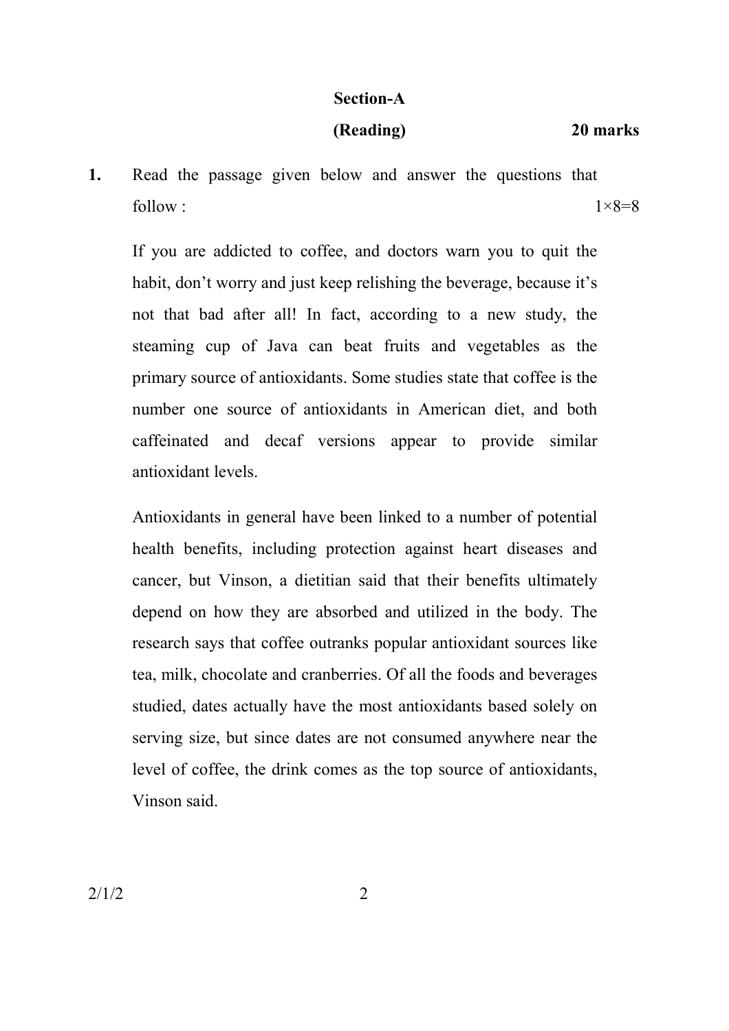## Section-A

**(Reading)** **20 marks**

**1.** Read the passage given below and answer the questions that follow : 1×8=8

If you are addicted to coffee, and doctors warn you to quit the habit, don't worry and just keep relishing the beverage, because it's not that bad after all! In fact, according to a new study, the steaming cup of Java can beat fruits and vegetables as the primary source of antioxidants. Some studies state that coffee is the number one source of antioxidants in American diet, and both caffeinated and decaf versions appear to provide similar antioxidant levels.

Antioxidants in general have been linked to a number of potential health benefits, including protection against heart diseases and cancer, but Vinson, a dietitian said that their benefits ultimately depend on how they are absorbed and utilized in the body. The research says that coffee outranks popular antioxidant sources like tea, milk, chocolate and cranberries. Of all the foods and beverages studied, dates actually have the most antioxidants based solely on serving size, but since dates are not consumed anywhere near the level of coffee, the drink comes as the top source of antioxidants, Vinson said.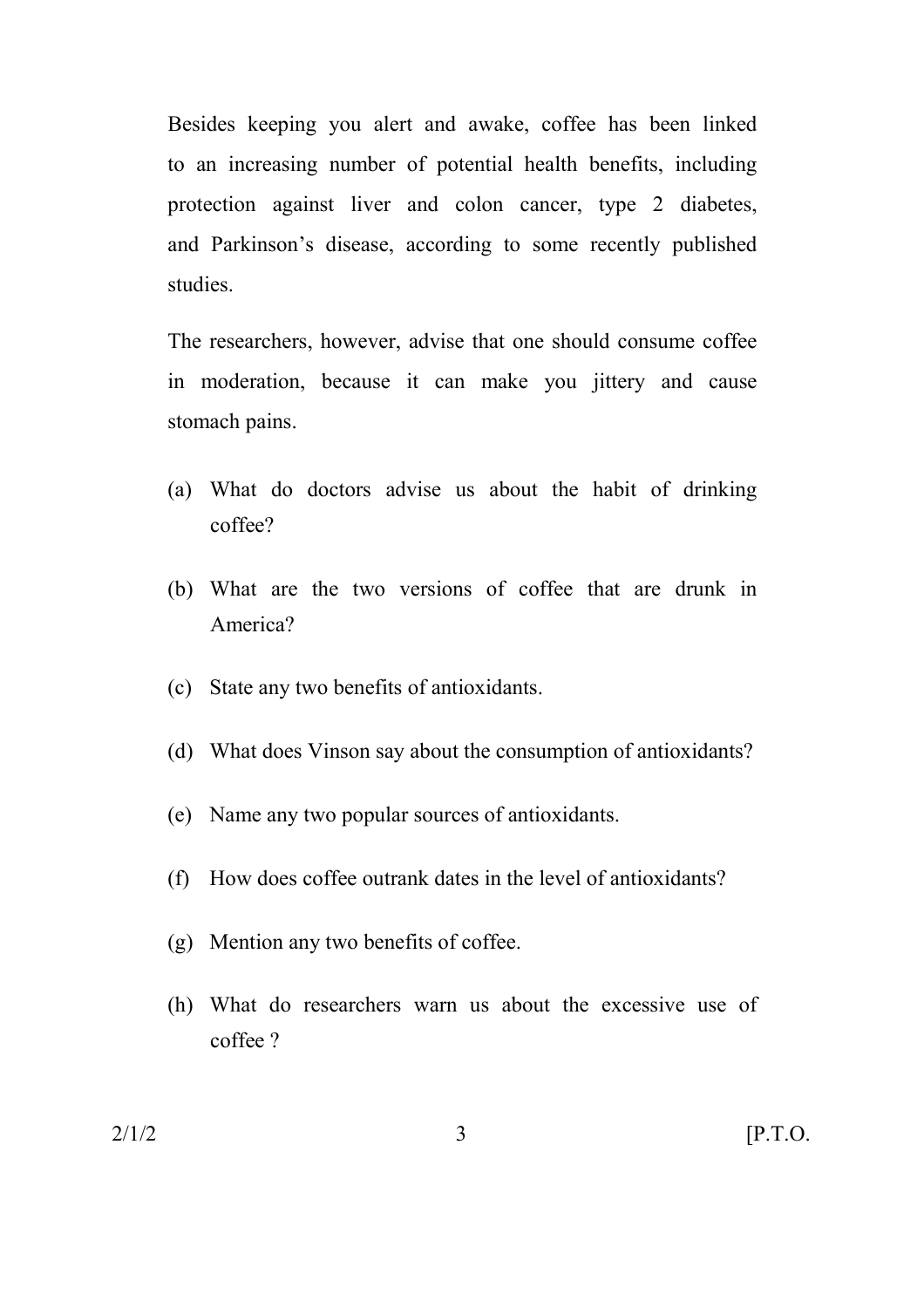Besides keeping you alert and awake, coffee has been linked to an increasing number of potential health benefits, including protection against liver and colon cancer, type 2 diabetes, and Parkinson's disease, according to some recently published studies.

The researchers, however, advise that one should consume coffee in moderation, because it can make you jittery and cause stomach pains.

(a) What do doctors advise us about the habit of drinking coffee?

(b) What are the two versions of coffee that are drunk in America?

(c) State any two benefits of antioxidants.

(d) What does Vinson say about the consumption of antioxidants?

(e) Name any two popular sources of antioxidants.

(f) How does coffee outrank dates in the level of antioxidants?

(g) Mention any two benefits of coffee.

(h) What do researchers warn us about the excessive use of coffee ?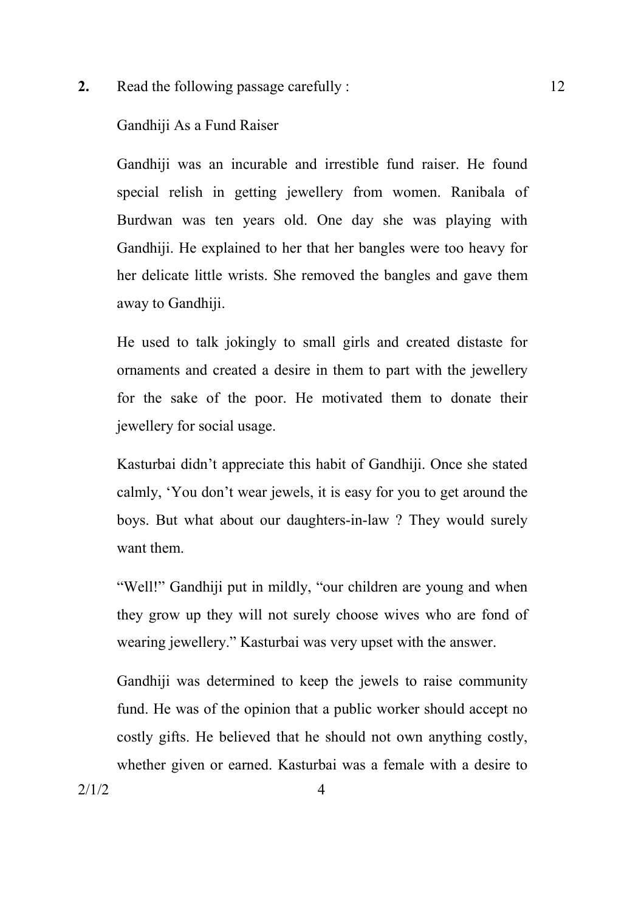**2.** Read the following passage carefully : 12

Gandhiji As a Fund Raiser

Gandhiji was an incurable and irrestible fund raiser. He found special relish in getting jewellery from women. Ranibala of Burdwan was ten years old. One day she was playing with Gandhiji. He explained to her that her bangles were too heavy for her delicate little wrists. She removed the bangles and gave them away to Gandhiji.

He used to talk jokingly to small girls and created distaste for ornaments and created a desire in them to part with the jewellery for the sake of the poor. He motivated them to donate their jewellery for social usage.

Kasturbai didn't appreciate this habit of Gandhiji. Once she stated calmly, 'You don't wear jewels, it is easy for you to get around the boys. But what about our daughters-in-law ? They would surely want them.

"Well!" Gandhiji put in mildly, "our children are young and when they grow up they will not surely choose wives who are fond of wearing jewellery." Kasturbai was very upset with the answer.

Gandhiji was determined to keep the jewels to raise community fund. He was of the opinion that a public worker should accept no costly gifts. He believed that he should not own anything costly, whether given or earned. Kasturbai was a female with a desire to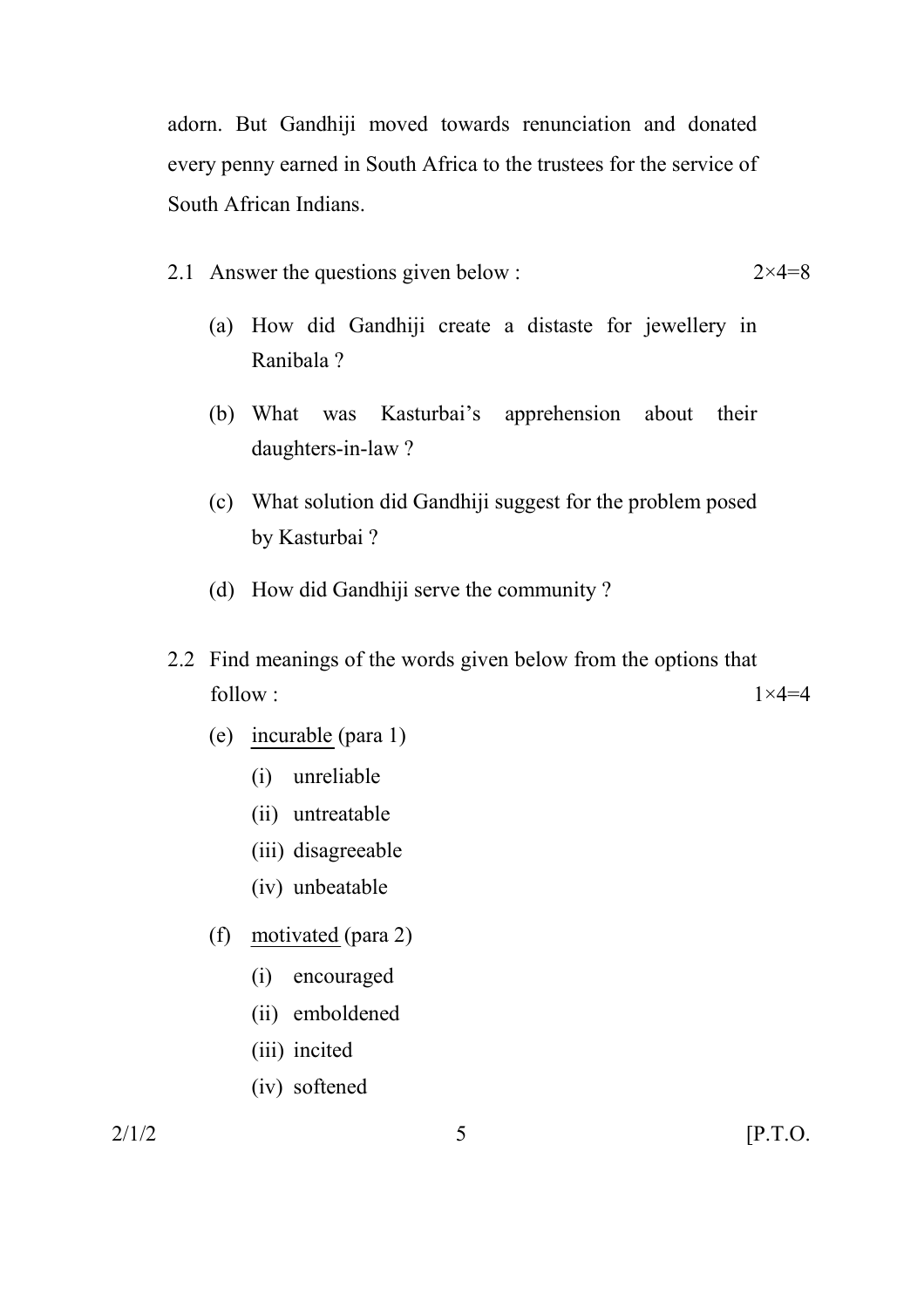adorn. But Gandhiji moved towards renunciation and donated every penny earned in South Africa to the trustees for the service of South African Indians.

2.1 Answer the questions given below : $2 \times 4 = 8$

(a) How did Gandhiji create a distaste for jewellery in Ranibala ?

(b) What was Kasturbai's apprehension about their daughters-in-law ?

(c) What solution did Gandhiji suggest for the problem posed by Kasturbai ?

(d) How did Gandhiji serve the community ?

2.2 Find meanings of the words given below from the options that follow : $1 \times 4 = 4$

(e) <u>incurable</u> (para 1)

- (i) unreliable
- (ii) untreatable
- (iii) disagreeable
- (iv) unbeatable

(f) <u>motivated</u> (para 2)

- (i) encouraged
- (ii) emboldened
- (iii) incited
- (iv) softened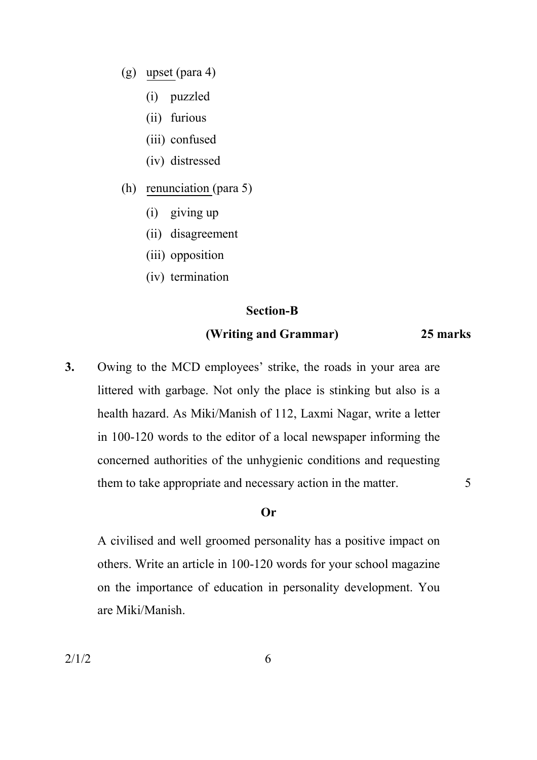(g) <u>upset</u> (para 4)

   (i) puzzled

   (ii) furious

   (iii) confused

   (iv) distressed

(h) <u>renunciation</u> (para 5)

   (i) giving up

   (ii) disagreement

   (iii) opposition

   (iv) termination

## Section-B

### (Writing and Grammar) 25 marks

**3.** Owing to the MCD employees' strike, the roads in your area are littered with garbage. Not only the place is stinking but also is a health hazard. As Miki/Manish of 112, Laxmi Nagar, write a letter in 100-120 words to the editor of a local newspaper informing the concerned authorities of the unhygienic conditions and requesting them to take appropriate and necessary action in the matter. 5

**Or**

A civilised and well groomed personality has a positive impact on others. Write an article in 100-120 words for your school magazine on the importance of education in personality development. You are Miki/Manish.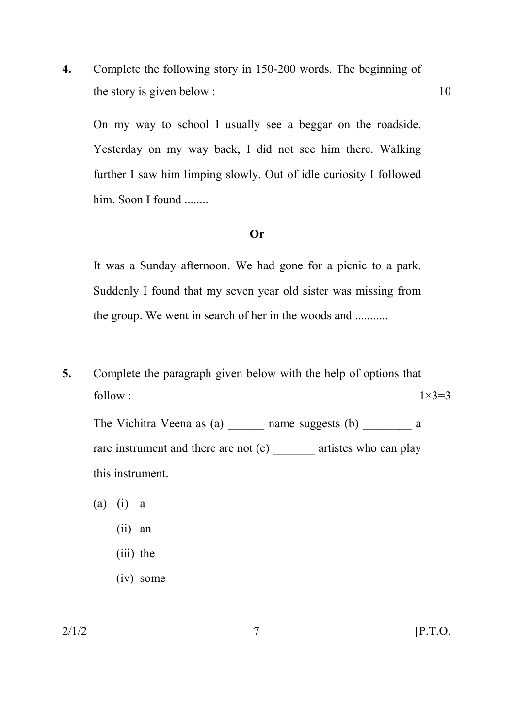**4.** Complete the following story in 150-200 words. The beginning of the story is given below : 10

On my way to school I usually see a beggar on the roadside. Yesterday on my way back, I did not see him there. Walking further I saw him limping slowly. Out of idle curiosity I followed him. Soon I found ........

**Or**

It was a Sunday afternoon. We had gone for a picnic to a park. Suddenly I found that my seven year old sister was missing from the group. We went in search of her in the woods and ...........

**5.** Complete the paragraph given below with the help of options that follow : 1×3=3

The Vichitra Veena as (a) ______ name suggests (b) ________ a rare instrument and there are not (c) _______ artistes who can play this instrument.

(a) (i) a

(ii) an

(iii) the

(iv) some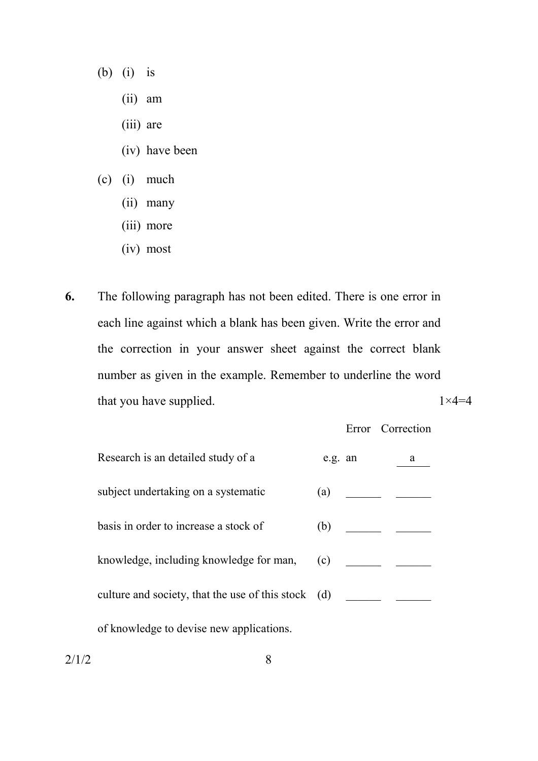(b) (i) is

(ii) am

(iii) are

(iv) have been

(c) (i) much

(ii) many

(iii) more

(iv) most

**6.** The following paragraph has not been edited. There is one error in each line against which a blank has been given. Write the error and the correction in your answer sheet against the correct blank number as given in the example. Remember to underline the word that you have supplied. 1×4=4

| | | Error | Correction |
|---|---|---|---|
| Research is an detailed study of a | e.g. | an | a |
| subject undertaking on a systematic | (a) | ______ | ______ |
| basis in order to increase a stock of | (b) | ______ | ______ |
| knowledge, including knowledge for man, | (c) | ______ | ______ |
| culture and society, that the use of this stock | (d) | ______ | ______ |
| of knowledge to devise new applications. | | | |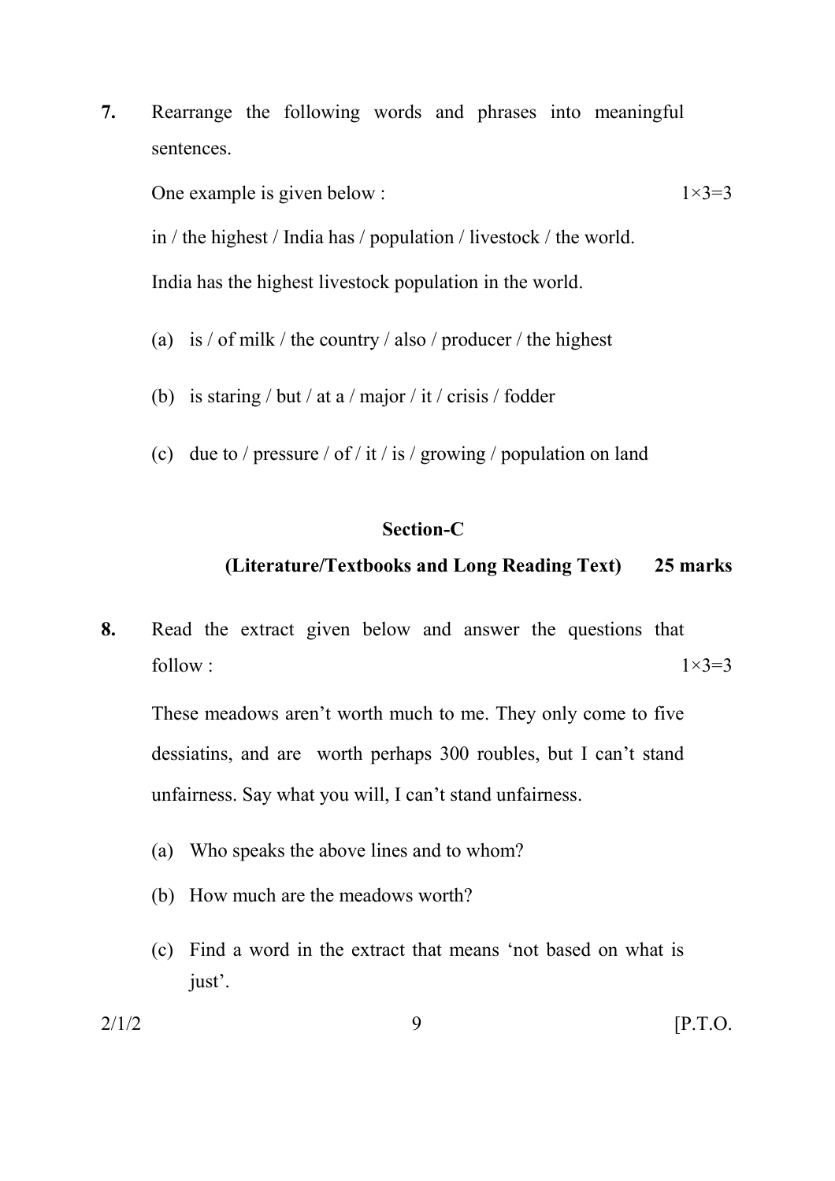**7.** Rearrange the following words and phrases into meaningful sentences.

One example is given below : 1×3=3

in / the highest / India has / population / livestock / the world.

India has the highest livestock population in the world.

(a) is / of milk / the country / also / producer / the highest

(b) is staring / but / at a / major / it / crisis / fodder

(c) due to / pressure / of / it / is / growing / population on land

## Section-C

### (Literature/Textbooks and Long Reading Text) 25 marks

**8.** Read the extract given below and answer the questions that follow : 1×3=3

These meadows aren't worth much to me. They only come to five dessiatins, and are worth perhaps 300 roubles, but I can't stand unfairness. Say what you will, I can't stand unfairness.

(a) Who speaks the above lines and to whom?

(b) How much are the meadows worth?

(c) Find a word in the extract that means 'not based on what is just'.

2/1/2 [P.T.O.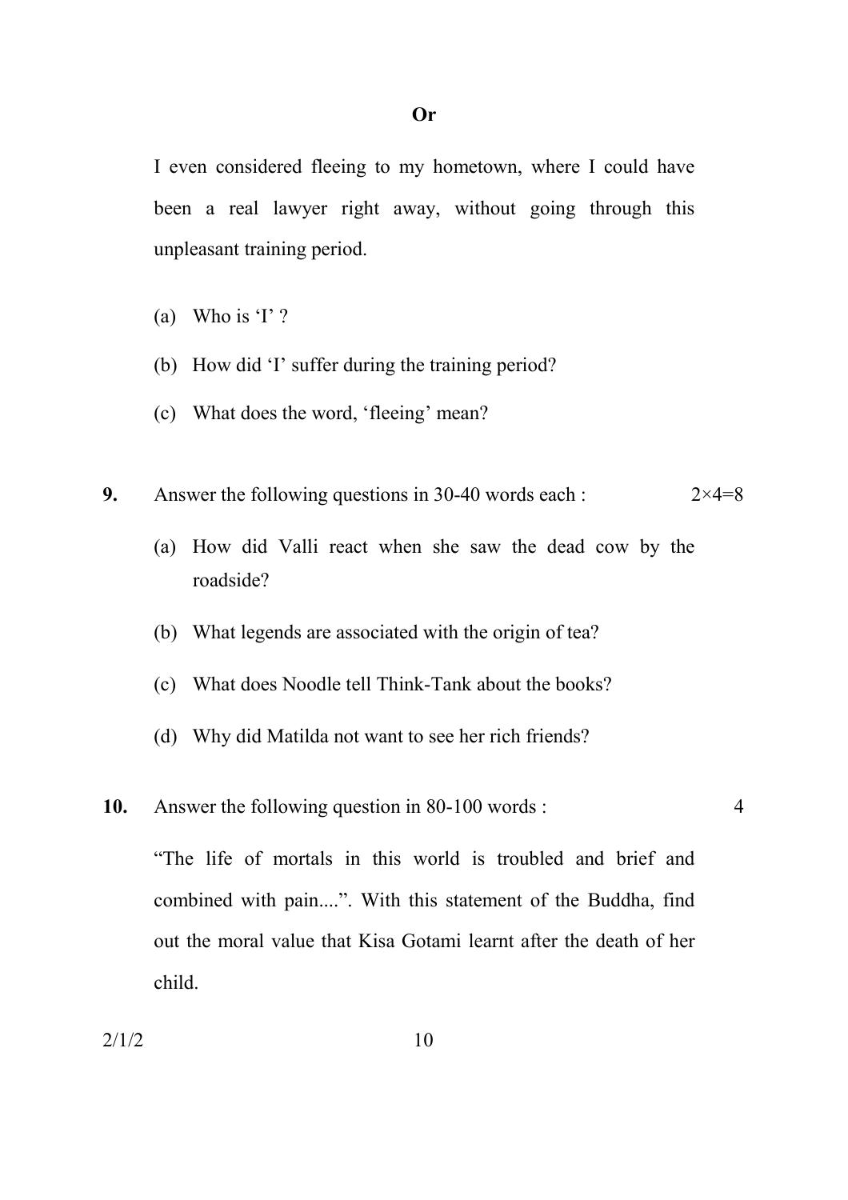**Or**

I even considered fleeing to my hometown, where I could have been a real lawyer right away, without going through this unpleasant training period.

(a) Who is 'I' ?

(b) How did 'I' suffer during the training period?

(c) What does the word, 'fleeing' mean?

**9.** Answer the following questions in 30-40 words each : 2×4=8

(a) How did Valli react when she saw the dead cow by the roadside?

(b) What legends are associated with the origin of tea?

(c) What does Noodle tell Think-Tank about the books?

(d) Why did Matilda not want to see her rich friends?

**10.** Answer the following question in 80-100 words : 4

"The life of mortals in this world is troubled and brief and combined with pain....". With this statement of the Buddha, find out the moral value that Kisa Gotami learnt after the death of her child.

2/1/2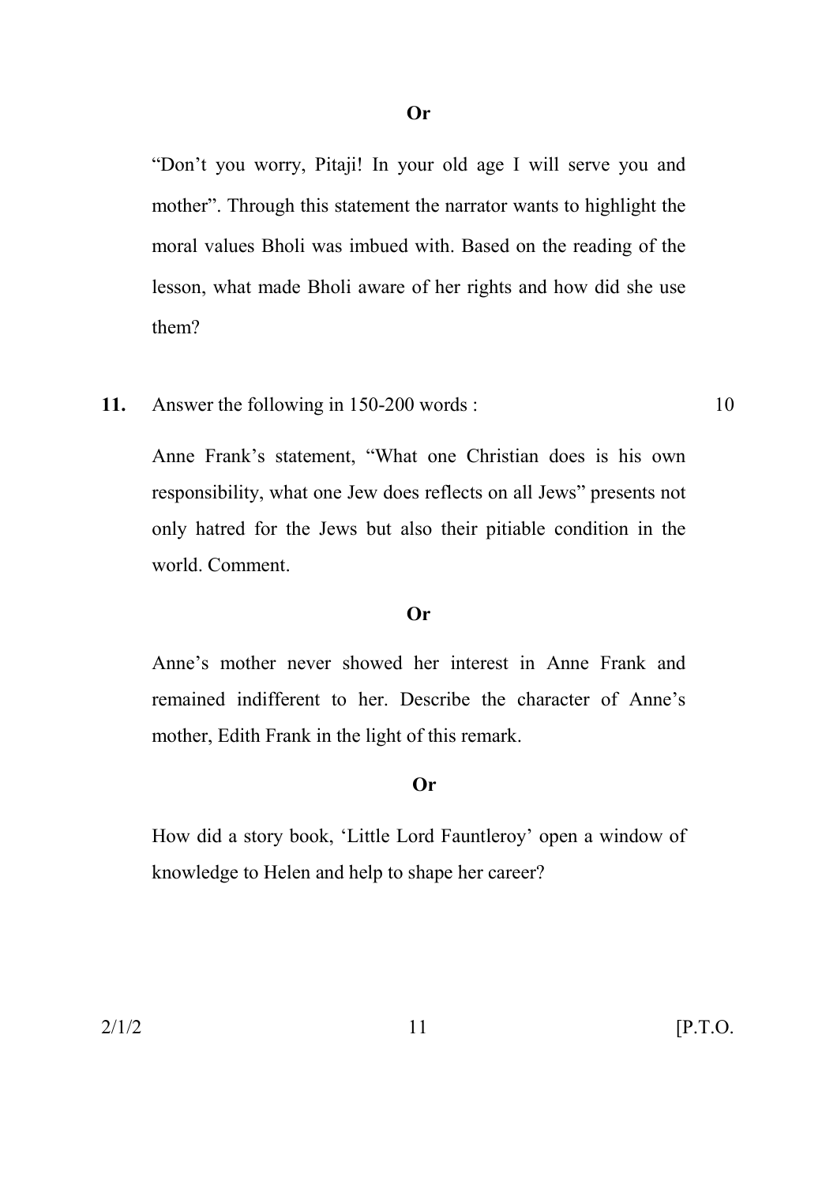**Or**

"Don't you worry, Pitaji! In your old age I will serve you and mother". Through this statement the narrator wants to highlight the moral values Bholi was imbued with. Based on the reading of the lesson, what made Bholi aware of her rights and how did she use them?

**11.** Answer the following in 150-200 words : 10

Anne Frank's statement, "What one Christian does is his own responsibility, what one Jew does reflects on all Jews" presents not only hatred for the Jews but also their pitiable condition in the world. Comment.

**Or**

Anne's mother never showed her interest in Anne Frank and remained indifferent to her. Describe the character of Anne's mother, Edith Frank in the light of this remark.

**Or**

How did a story book, 'Little Lord Fauntleroy' open a window of knowledge to Helen and help to shape her career?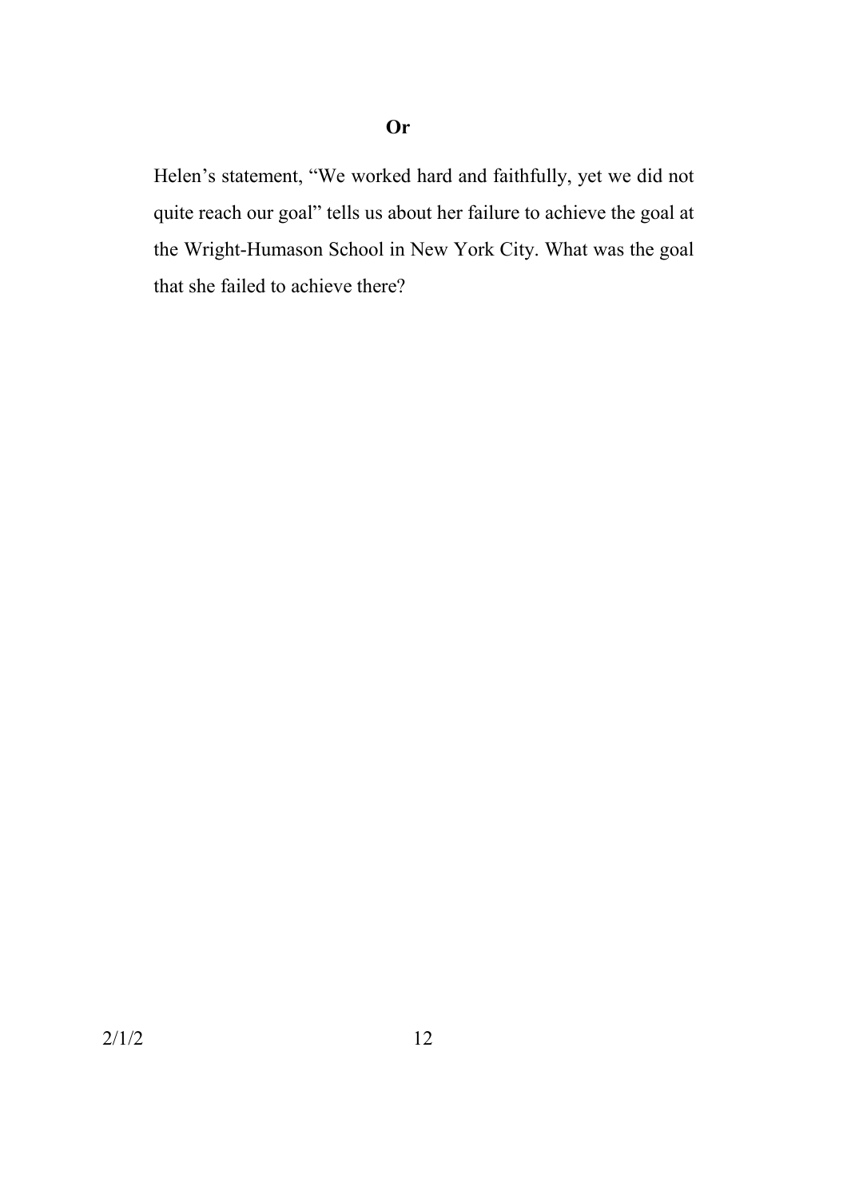**Or**

Helen's statement, "We worked hard and faithfully, yet we did not quite reach our goal" tells us about her failure to achieve the goal at the Wright-Humason School in New York City. What was the goal that she failed to achieve there?